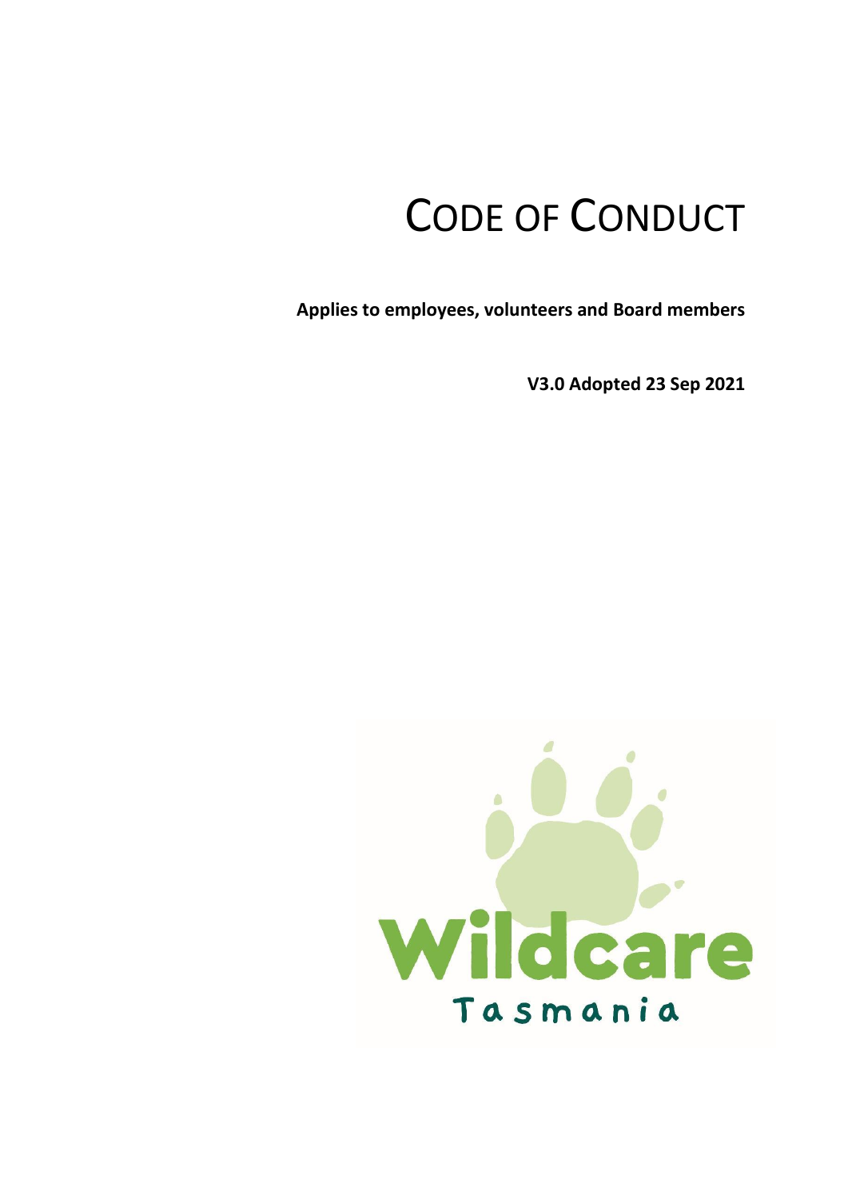# CODE OF CONDUCT

**Applies to employees, volunteers and Board members**

**V3.0 Adopted 23 Sep 2021**

Wildcare

Tasmania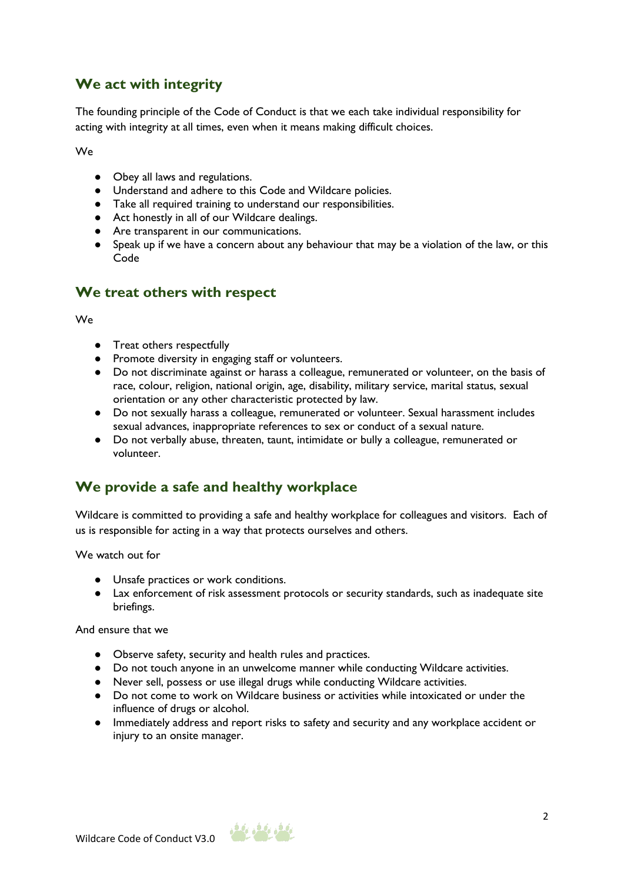## We act with integrity

The founding principle of the Code of Conduct is that we each take individual responsibility for acting with integrity at all times, even when it means making difficult choices.

We

- Obey all laws and regulations.
- Understand and adhere to this Code and Wildcare policies.
- Take all required training to understand our responsibilities.
- Act honestly in all of our Wildcare dealings.
- Are transparent in our communications.
- Speak up if we have a concern about any behaviour that may be a violation of the law, or this Code

## We treat others with respect

We

- Treat others respectfully
- Promote diversity in engaging staff or volunteers.
- Do not discriminate against or harass a colleague, remunerated or volunteer, on the basis of race, colour, religion, national origin, age, disability, military service, marital status, sexual orientation or any other characteristic protected by law.
- Do not sexually harass a colleague, remunerated or volunteer. Sexual harassment includes sexual advances, inappropriate references to sex or conduct of a sexual nature.
- Do not verbally abuse, threaten, taunt, intimidate or bully a colleague, remunerated or volunteer.

## We provide a safe and healthy workplace

Wildcare is committed to providing a safe and healthy workplace for colleagues and visitors. Each of us is responsible for acting in a way that protects ourselves and others.

We watch out for

- Unsafe practices or work conditions.
- Lax enforcement of risk assessment protocols or security standards, such as inadequate site briefings.

And ensure that we

- Observe safety, security and health rules and practices.
- Do not touch anyone in an unwelcome manner while conducting Wildcare activities.
- Never sell, possess or use illegal drugs while conducting Wildcare activities.
- Do not come to work on Wildcare business or activities while intoxicated or under the influence of drugs or alcohol.
- Immediately address and report risks to safety and security and any workplace accident or injury to an onsite manager.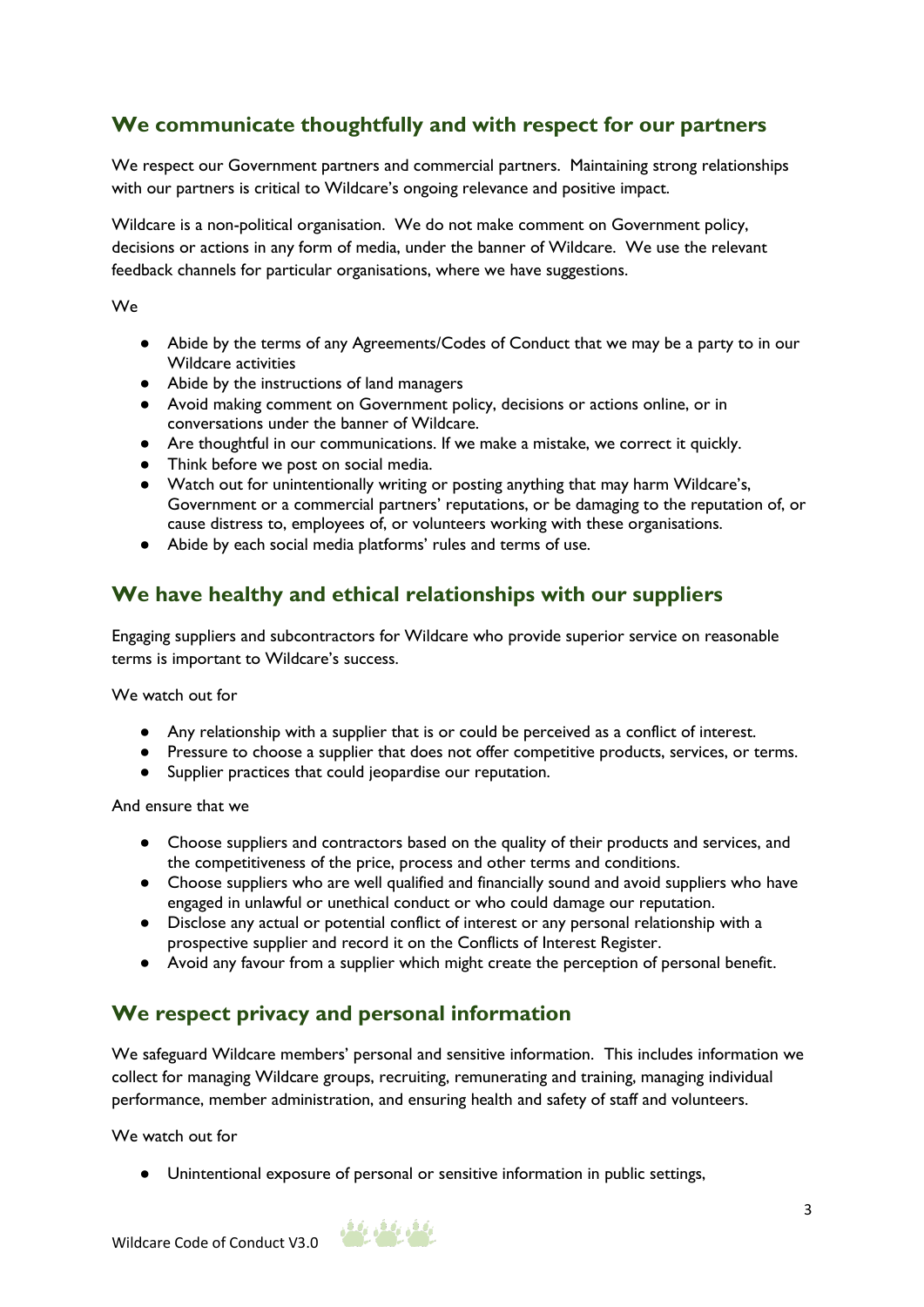## We communicate thoughtfully and with respect for our partners

We respect our Government partners and commercial partners. Maintaining strong relationships with our partners is critical to Wildcare's ongoing relevance and positive impact.

Wildcare is a non-political organisation. We do not make comment on Government policy, decisions or actions in any form of media, under the banner of Wildcare. We use the relevant feedback channels for particular organisations, where we have suggestions.

We

- Abide by the terms of any Agreements/Codes of Conduct that we may be a party to in our Wildcare activities
- Abide by the instructions of land managers
- Avoid making comment on Government policy, decisions or actions online, or in conversations under the banner of Wildcare.
- Are thoughtful in our communications. If we make a mistake, we correct it quickly.
- Think before we post on social media.
- Watch out for unintentionally writing or posting anything that may harm Wildcare's, Government or a commercial partners' reputations, or be damaging to the reputation of, or cause distress to, employees of, or volunteers working with these organisations.
- Abide by each social media platforms' rules and terms of use.

## We have healthy and ethical relationships with our suppliers

Engaging suppliers and subcontractors for Wildcare who provide superior service on reasonable terms is important to Wildcare's success.

We watch out for

- Any relationship with a supplier that is or could be perceived as a conflict of interest.
- Pressure to choose a supplier that does not offer competitive products, services, or terms.
- Supplier practices that could jeopardise our reputation.

And ensure that we

- Choose suppliers and contractors based on the quality of their products and services, and the competitiveness of the price, process and other terms and conditions.
- Choose suppliers who are well qualified and financially sound and avoid suppliers who have engaged in unlawful or unethical conduct or who could damage our reputation.
- Disclose any actual or potential conflict of interest or any personal relationship with a prospective supplier and record it on the Conflicts of Interest Register.
- Avoid any favour from a supplier which might create the perception of personal benefit.

## We respect privacy and personal information

We safeguard Wildcare members' personal and sensitive information. This includes information we collect for managing Wildcare groups, recruiting, remunerating and training, managing individual performance, member administration, and ensuring health and safety of staff and volunteers.

We watch out for

- Unintentional exposure of personal or sensitive information in public settings,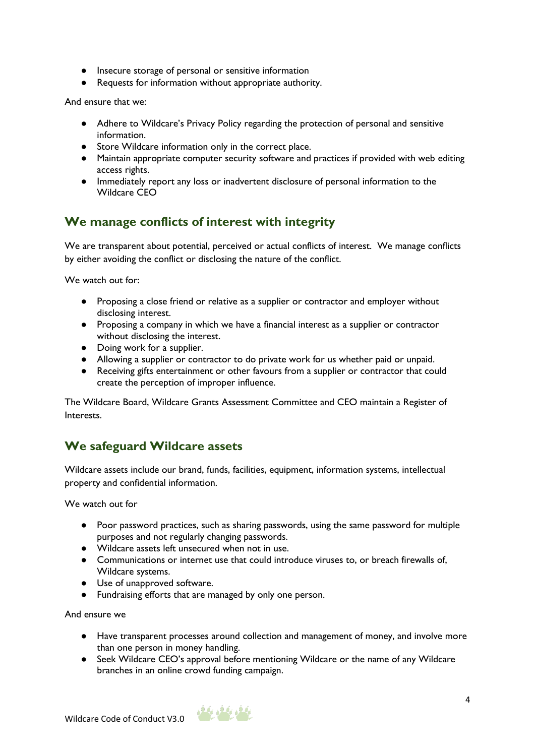- Insecure storage of personal or sensitive information
- Requests for information without appropriate authority.

And ensure that we:

- Adhere to Wildcare's Privacy Policy regarding the protection of personal and sensitive information.
- Store Wildcare information only in the correct place.
- Maintain appropriate computer security software and practices if provided with web editing access rights.
- Immediately report any loss or inadvertent disclosure of personal information to the Wildcare CEO

## We manage conflicts of interest with integrity

We are transparent about potential, perceived or actual conflicts of interest. We manage conflicts by either avoiding the conflict or disclosing the nature of the conflict.

We watch out for:

- Proposing a close friend or relative as a supplier or contractor and employer without disclosing interest.
- Proposing a company in which we have a financial interest as a supplier or contractor without disclosing the interest.
- Doing work for a supplier.
- Allowing a supplier or contractor to do private work for us whether paid or unpaid.
- Receiving gifts entertainment or other favours from a supplier or contractor that could create the perception of improper influence.

The Wildcare Board, Wildcare Grants Assessment Committee and CEO maintain a Register of Interests.

## We safeguard Wildcare assets

Wildcare assets include our brand, funds, facilities, equipment, information systems, intellectual property and confidential information.

We watch out for

- Poor password practices, such as sharing passwords, using the same password for multiple purposes and not regularly changing passwords.
- Wildcare assets left unsecured when not in use.
- Communications or internet use that could introduce viruses to, or breach firewalls of, Wildcare systems.
- Use of unapproved software.
- Fundraising efforts that are managed by only one person.

And ensure we

- Have transparent processes around collection and management of money, and involve more than one person in money handling.
- Seek Wildcare CEO's approval before mentioning Wildcare or the name of any Wildcare branches in an online crowd funding campaign.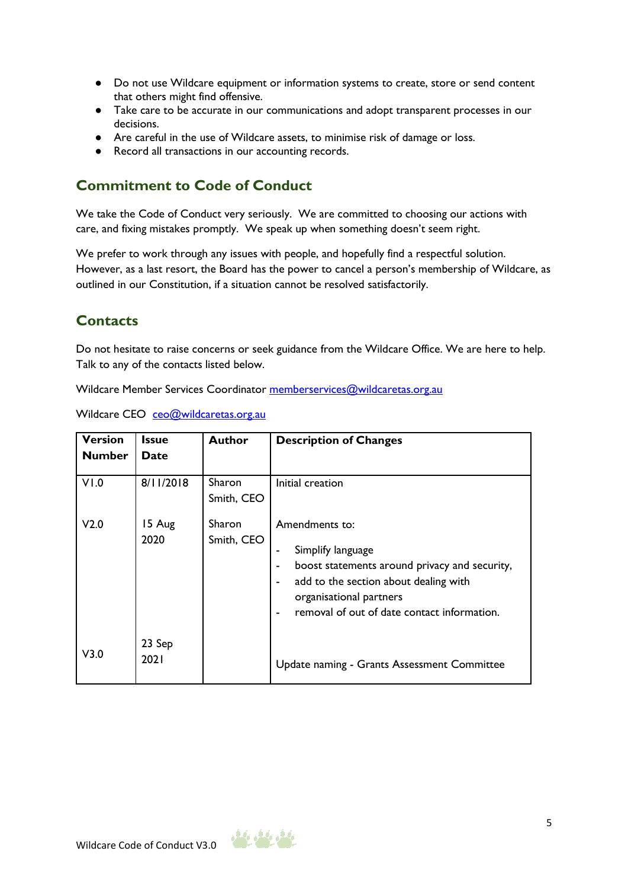- Do not use Wildcare equipment or information systems to create, store or send content that others might find offensive.
- Take care to be accurate in our communications and adopt transparent processes in our decisions.
- Are careful in the use of Wildcare assets, to minimise risk of damage or loss.
- Record all transactions in our accounting records.

## Commitment to Code of Conduct

We take the Code of Conduct very seriously. We are committed to choosing our actions with care, and fixing mistakes promptly. We speak up when something doesn't seem right.

We prefer to work through any issues with people, and hopefully find a respectful solution. However, as a last resort, the Board has the power to cancel a person's membership of Wildcare, as outlined in our Constitution, if a situation cannot be resolved satisfactorily.

## Contacts

Do not hesitate to raise concerns or seek guidance from the Wildcare Office. We are here to help. Talk to any of the contacts listed below.

Wildcare Member Services Coordinator memberservices@wildcaretas.org.au

Wildcare CEO ceo@wildcaretas.org.au

| Version Number | Issue Date | Author | Description of Changes |
|---|---|---|---|
| V1.0 | 8/11/2018 | Sharon Smith, CEO | Initial creation |
| V2.0 | 15 Aug 2020 | Sharon Smith, CEO | Amendments to:<br>- Simplify language<br>- boost statements around privacy and security,<br>- add to the section about dealing with organisational partners<br>- removal of out of date contact information. |
| V3.0 | 23 Sep 2021 | | Update naming - Grants Assessment Committee |